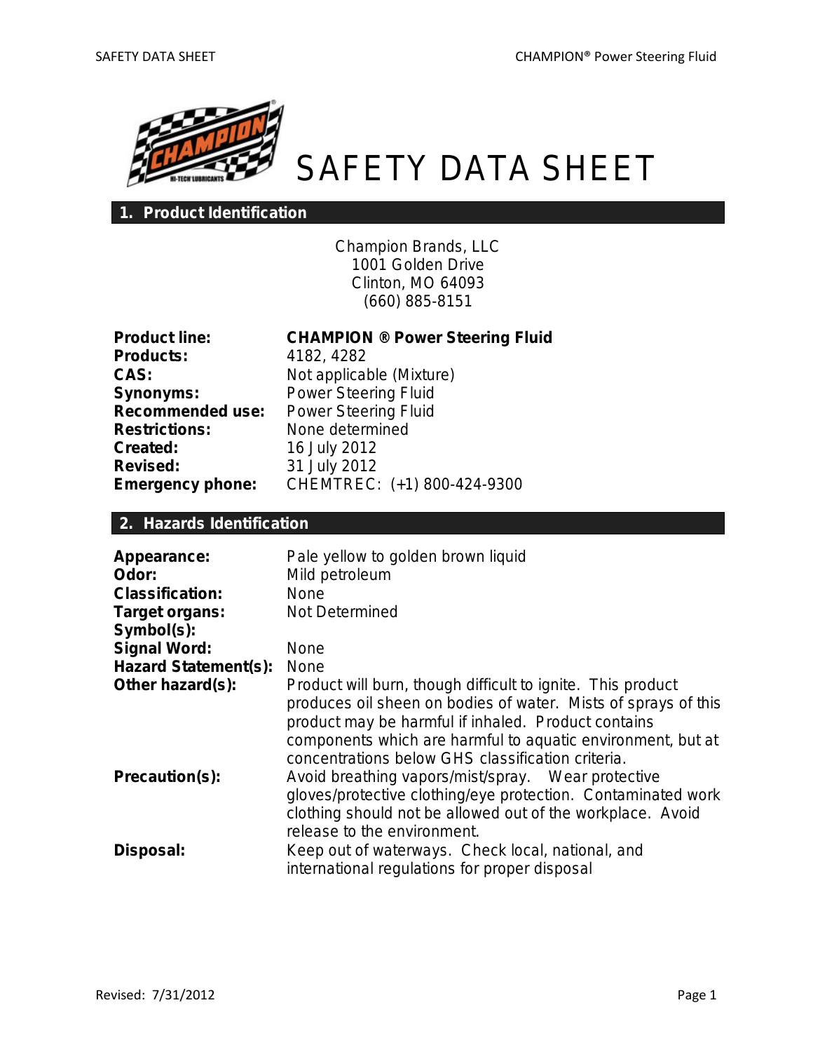# SAFETY DATA SHEET

## 1. Product Identification

Champion Brands, LLC
1001 Golden Drive
Clinton, MO 64093
(660) 885-8151

| | |
|---|---|
| **Product line:** | **CHAMPION ® Power Steering Fluid** |
| **Products:** | 4182, 4282 |
| **CAS:** | Not applicable (Mixture) |
| **Synonyms:** | Power Steering Fluid |
| **Recommended use:** | Power Steering Fluid |
| **Restrictions:** | None determined |
| **Created:** | 16 July 2012 |
| **Revised:** | 31 July 2012 |
| **Emergency phone:** | CHEMTREC: (+1) 800-424-9300 |

## 2. Hazards Identification

| | |
|---|---|
| **Appearance:** | Pale yellow to golden brown liquid |
| **Odor:** | Mild petroleum |
| **Classification:** | None |
| **Target organs:** | Not Determined |
| **Symbol(s):** | |
| **Signal Word:** | None |
| **Hazard Statement(s):** | None |
| **Other hazard(s):** | Product will burn, though difficult to ignite. This product produces oil sheen on bodies of water. Mists of sprays of this product may be harmful if inhaled. Product contains components which are harmful to aquatic environment, but at concentrations below GHS classification criteria. |
| **Precaution(s):** | Avoid breathing vapors/mist/spray. Wear protective gloves/protective clothing/eye protection. Contaminated work clothing should not be allowed out of the workplace. Avoid release to the environment. |
| **Disposal:** | Keep out of waterways. Check local, national, and international regulations for proper disposal |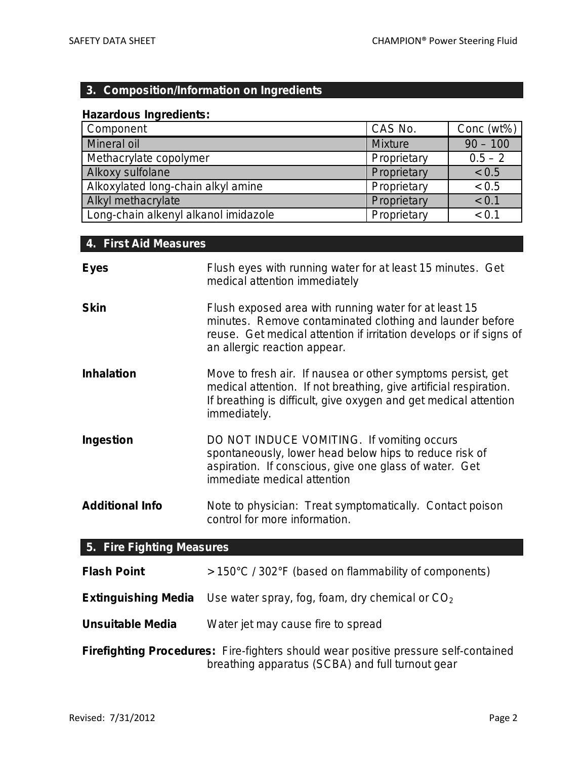## 3. Composition/Information on Ingredients

**Hazardous Ingredients:**

| Component | CAS No. | Conc (wt%) |
|---|---|---|
| Mineral oil | Mixture | 90 – 100 |
| Methacrylate copolymer | Proprietary | 0.5 – 2 |
| Alkoxy sulfolane | Proprietary | < 0.5 |
| Alkoxylated long-chain alkyl amine | Proprietary | < 0.5 |
| Alkyl methacrylate | Proprietary | < 0.1 |
| Long-chain alkenyl alkanol imidazole | Proprietary | < 0.1 |

## 4. First Aid Measures

**Eyes** Flush eyes with running water for at least 15 minutes. Get medical attention immediately

**Skin** Flush exposed area with running water for at least 15 minutes. Remove contaminated clothing and launder before reuse. Get medical attention if irritation develops or if signs of an allergic reaction appear.

**Inhalation** Move to fresh air. If nausea or other symptoms persist, get medical attention. If not breathing, give artificial respiration. If breathing is difficult, give oxygen and get medical attention immediately.

**Ingestion** DO NOT INDUCE VOMITING. If vomiting occurs spontaneously, lower head below hips to reduce risk of aspiration. If conscious, give one glass of water. Get immediate medical attention

**Additional Info** Note to physician: Treat symptomatically. Contact poison control for more information.

## 5. Fire Fighting Measures

**Flash Point** > 150°C / 302°F (based on flammability of components)

**Extinguishing Media** Use water spray, fog, foam, dry chemical or $CO_2$

**Unsuitable Media** Water jet may cause fire to spread

**Firefighting Procedures:** Fire-fighters should wear positive pressure self-contained breathing apparatus (SCBA) and full turnout gear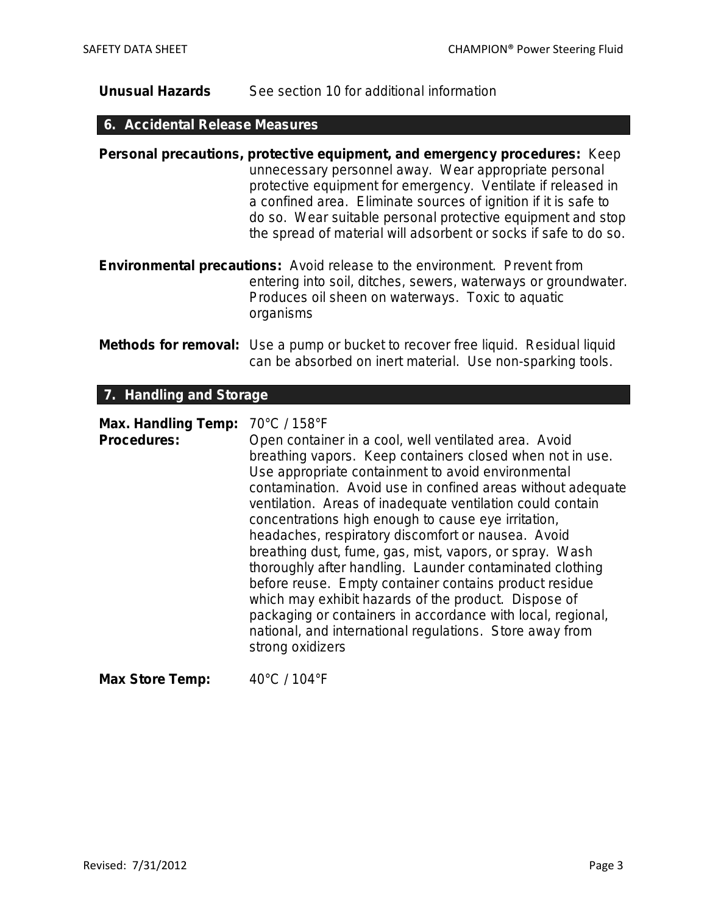**Unusual Hazards** See section 10 for additional information

## 6. Accidental Release Measures

**Personal precautions, protective equipment, and emergency procedures:** Keep unnecessary personnel away. Wear appropriate personal protective equipment for emergency. Ventilate if released in a confined area. Eliminate sources of ignition if it is safe to do so. Wear suitable personal protective equipment and stop the spread of material will adsorbent or socks if safe to do so.

**Environmental precautions:** Avoid release to the environment. Prevent from entering into soil, ditches, sewers, waterways or groundwater. Produces oil sheen on waterways. Toxic to aquatic organisms

**Methods for removal:** Use a pump or bucket to recover free liquid. Residual liquid can be absorbed on inert material. Use non-sparking tools.

## 7. Handling and Storage

**Max. Handling Temp:** 70°C / 158°F

**Procedures:** Open container in a cool, well ventilated area. Avoid breathing vapors. Keep containers closed when not in use. Use appropriate containment to avoid environmental contamination. Avoid use in confined areas without adequate ventilation. Areas of inadequate ventilation could contain concentrations high enough to cause eye irritation, headaches, respiratory discomfort or nausea. Avoid breathing dust, fume, gas, mist, vapors, or spray. Wash thoroughly after handling. Launder contaminated clothing before reuse. Empty container contains product residue which may exhibit hazards of the product. Dispose of packaging or containers in accordance with local, regional, national, and international regulations. Store away from strong oxidizers

**Max Store Temp:** 40°C / 104°F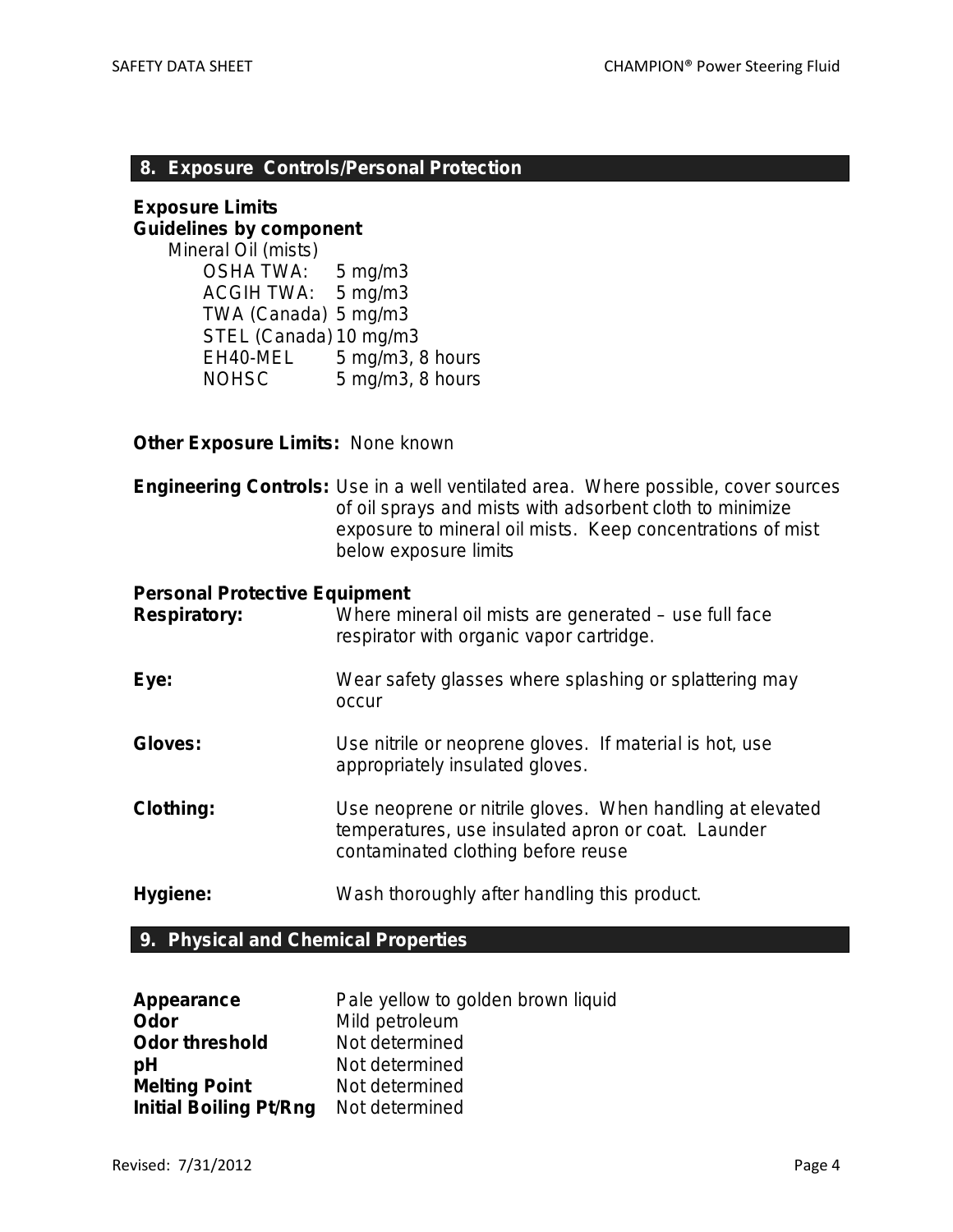## 8. Exposure Controls/Personal Protection

**Exposure Limits**
**Guidelines by component**

Mineral Oil (mists)

| | |
|---|---|
| OSHA TWA: | 5 mg/m3 |
| ACGIH TWA: | 5 mg/m3 |
| TWA (Canada) | 5 mg/m3 |
| STEL (Canada) | 10 mg/m3 |
| EH40-MEL | 5 mg/m3, 8 hours |
| NOHSC | 5 mg/m3, 8 hours |

**Other Exposure Limits:** None known

**Engineering Controls:** Use in a well ventilated area. Where possible, cover sources of oil sprays and mists with adsorbent cloth to minimize exposure to mineral oil mists. Keep concentrations of mist below exposure limits

**Personal Protective Equipment**

**Respiratory:** Where mineral oil mists are generated – use full face respirator with organic vapor cartridge.

**Eye:** Wear safety glasses where splashing or splattering may occur

**Gloves:** Use nitrile or neoprene gloves. If material is hot, use appropriately insulated gloves.

**Clothing:** Use neoprene or nitrile gloves. When handling at elevated temperatures, use insulated apron or coat. Launder contaminated clothing before reuse

**Hygiene:** Wash thoroughly after handling this product.

## 9. Physical and Chemical Properties

| | |
|---|---|
| **Appearance** | Pale yellow to golden brown liquid |
| **Odor** | Mild petroleum |
| **Odor threshold** | Not determined |
| **pH** | Not determined |
| **Melting Point** | Not determined |
| **Initial Boiling Pt/Rng** | Not determined |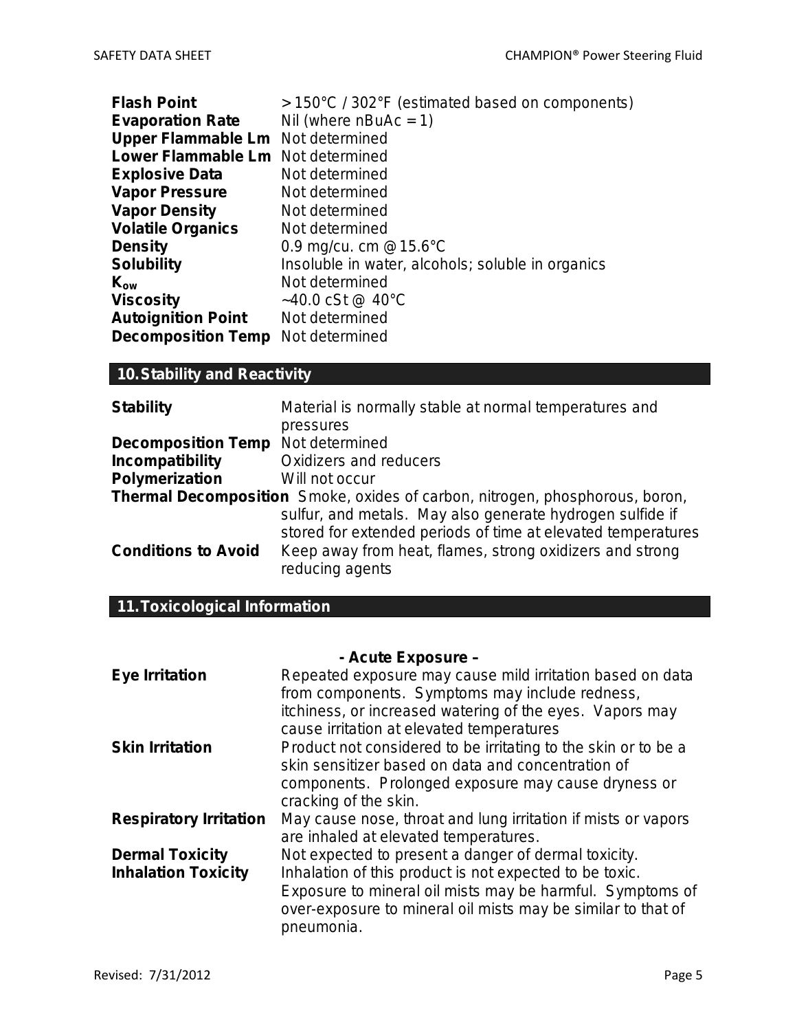| | |
|---|---|
| **Flash Point** | > 150°C / 302°F (estimated based on components) |
| **Evaporation Rate** | Nil (where nBuAc = 1) |
| **Upper Flammable Lm** | Not determined |
| **Lower Flammable Lm** | Not determined |
| **Explosive Data** | Not determined |
| **Vapor Pressure** | Not determined |
| **Vapor Density** | Not determined |
| **Volatile Organics** | Not determined |
| **Density** | 0.9 mg/cu. cm @ 15.6°C |
| **Solubility** | Insoluble in water, alcohols; soluble in organics |
| **$K_{ow}$** | Not determined |
| **Viscosity** | ~40.0 cSt @ 40°C |
| **Autoignition Point** | Not determined |
| **Decomposition Temp** | Not determined |

## 10. Stability and Reactivity

| | |
|---|---|
| **Stability** | Material is normally stable at normal temperatures and pressures |
| **Decomposition Temp** | Not determined |
| **Incompatibility** | Oxidizers and reducers |
| **Polymerization** | Will not occur |
| **Thermal Decomposition** | Smoke, oxides of carbon, nitrogen, phosphorous, boron, sulfur, and metals. May also generate hydrogen sulfide if stored for extended periods of time at elevated temperatures |
| **Conditions to Avoid** | Keep away from heat, flames, strong oxidizers and strong reducing agents |

## 11. Toxicological Information

**- Acute Exposure –**

| | |
|---|---|
| **Eye Irritation** | Repeated exposure may cause mild irritation based on data from components. Symptoms may include redness, itchiness, or increased watering of the eyes. Vapors may cause irritation at elevated temperatures |
| **Skin Irritation** | Product not considered to be irritating to the skin or to be a skin sensitizer based on data and concentration of components. Prolonged exposure may cause dryness or cracking of the skin. |
| **Respiratory Irritation** | May cause nose, throat and lung irritation if mists or vapors are inhaled at elevated temperatures. |
| **Dermal Toxicity** | Not expected to present a danger of dermal toxicity. |
| **Inhalation Toxicity** | Inhalation of this product is not expected to be toxic. Exposure to mineral oil mists may be harmful. Symptoms of over-exposure to mineral oil mists may be similar to that of pneumonia. |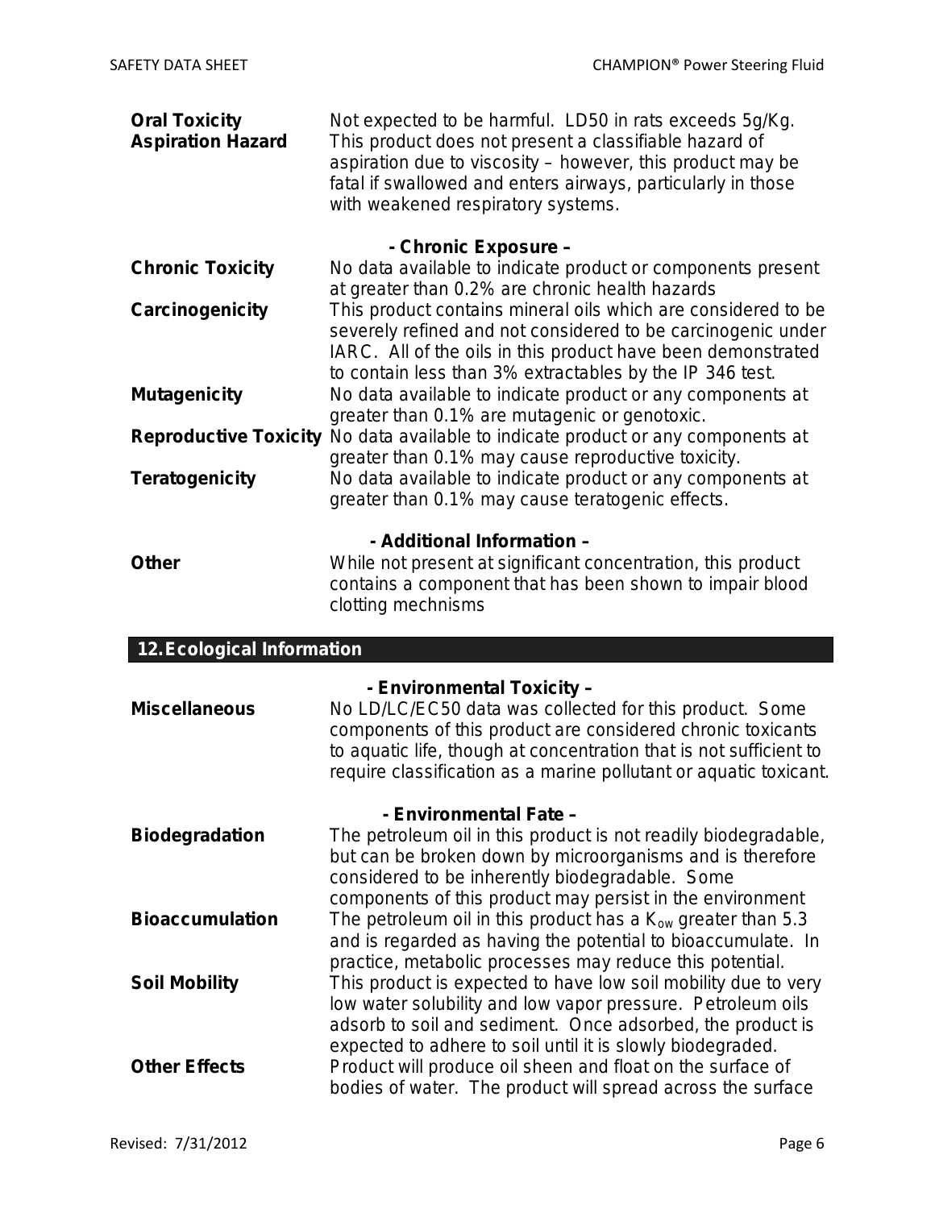**Oral Toxicity** Not expected to be harmful. LD50 in rats exceeds 5g/Kg.

**Aspiration Hazard** This product does not present a classifiable hazard of aspiration due to viscosity – however, this product may be fatal if swallowed and enters airways, particularly in those with weakened respiratory systems.

**- Chronic Exposure –**

**Chronic Toxicity** No data available to indicate product or components present at greater than 0.2% are chronic health hazards

**Carcinogenicity** This product contains mineral oils which are considered to be severely refined and not considered to be carcinogenic under IARC. All of the oils in this product have been demonstrated to contain less than 3% extractables by the IP 346 test.

**Mutagenicity** No data available to indicate product or any components at greater than 0.1% are mutagenic or genotoxic.

**Reproductive Toxicity** No data available to indicate product or any components at greater than 0.1% may cause reproductive toxicity.

**Teratogenicity** No data available to indicate product or any components at greater than 0.1% may cause teratogenic effects.

**- Additional Information –**

**Other** While not present at significant concentration, this product contains a component that has been shown to impair blood clotting mechnisms

## 12. Ecological Information

**- Environmental Toxicity –**

**Miscellaneous** No LD/LC/EC50 data was collected for this product. Some components of this product are considered chronic toxicants to aquatic life, though at concentration that is not sufficient to require classification as a marine pollutant or aquatic toxicant.

**- Environmental Fate –**

**Biodegradation** The petroleum oil in this product is not readily biodegradable, but can be broken down by microorganisms and is therefore considered to be inherently biodegradable. Some components of this product may persist in the environment

**Bioaccumulation** The petroleum oil in this product has a $K_{ow}$ greater than 5.3 and is regarded as having the potential to bioaccumulate. In practice, metabolic processes may reduce this potential.

**Soil Mobility** This product is expected to have low soil mobility due to very low water solubility and low vapor pressure. Petroleum oils adsorb to soil and sediment. Once adsorbed, the product is expected to adhere to soil until it is slowly biodegraded.

**Other Effects** Product will produce oil sheen and float on the surface of bodies of water. The product will spread across the surface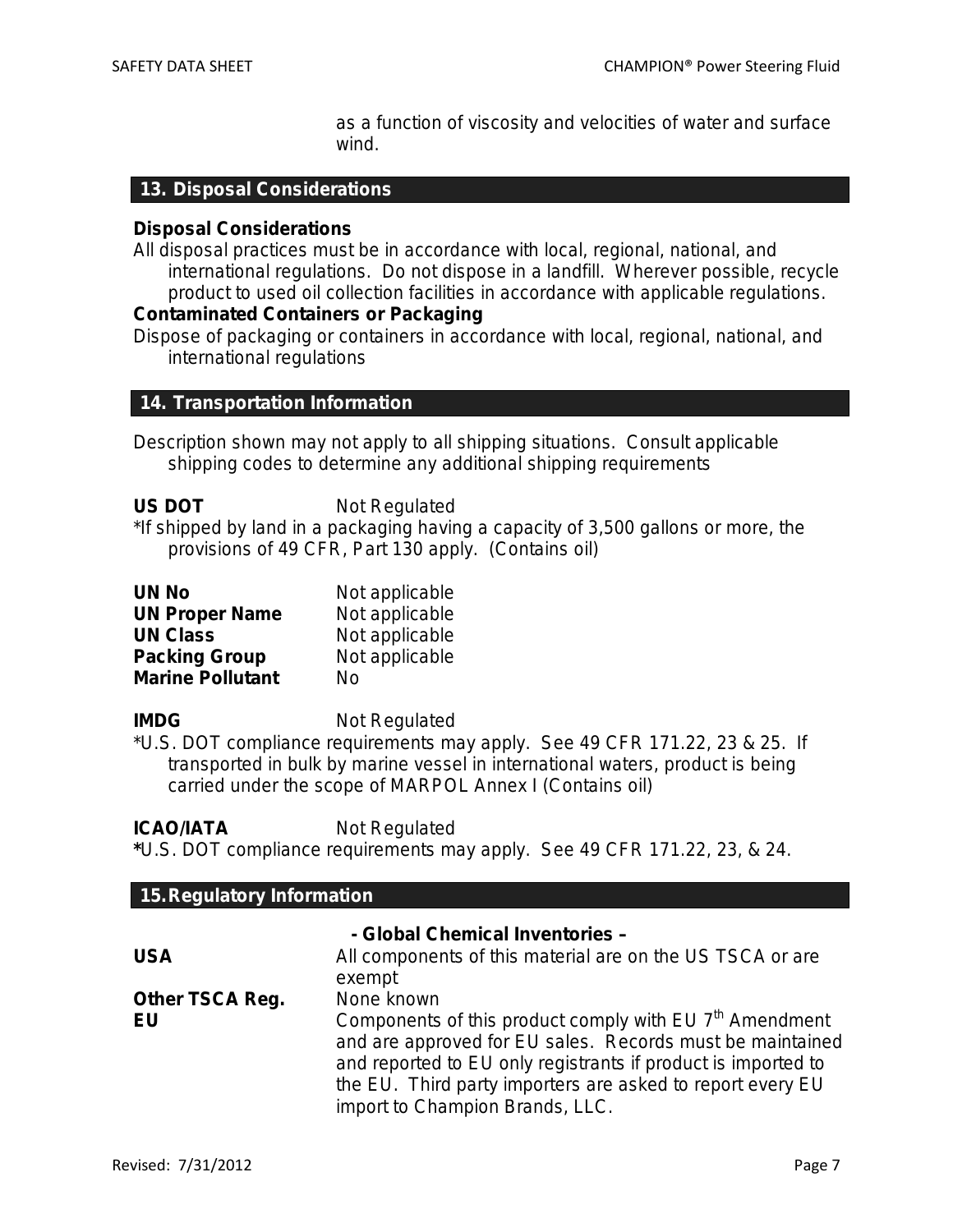as a function of viscosity and velocities of water and surface wind.

## 13. Disposal Considerations

**Disposal Considerations**

All disposal practices must be in accordance with local, regional, national, and international regulations. Do not dispose in a landfill. Wherever possible, recycle product to used oil collection facilities in accordance with applicable regulations.

**Contaminated Containers or Packaging**

Dispose of packaging or containers in accordance with local, regional, national, and international regulations

## 14. Transportation Information

Description shown may not apply to all shipping situations. Consult applicable shipping codes to determine any additional shipping requirements

**US DOT** Not Regulated

*If shipped by land in a packaging having a capacity of 3,500 gallons or more, the provisions of 49 CFR, Part 130 apply. (Contains oil)

| | |
|---|---|
| **UN No** | Not applicable |
| **UN Proper Name** | Not applicable |
| **UN Class** | Not applicable |
| **Packing Group** | Not applicable |
| **Marine Pollutant** | No |

**IMDG** Not Regulated

*U.S. DOT compliance requirements may apply. See 49 CFR 171.22, 23 & 25. If transported in bulk by marine vessel in international waters, product is being carried under the scope of MARPOL Annex I (Contains oil)

**ICAO/IATA** Not Regulated

*U.S. DOT compliance requirements may apply. See 49 CFR 171.22, 23, & 24.

## 15. Regulatory Information

**- Global Chemical Inventories –**

| | |
|---|---|
| **USA** | All components of this material are on the US TSCA or are exempt |
| **Other TSCA Reg.** | None known |
| **EU** | Components of this product comply with EU 7$^{th}$ Amendment and are approved for EU sales. Records must be maintained and reported to EU only registrants if product is imported to the EU. Third party importers are asked to report every EU import to Champion Brands, LLC. |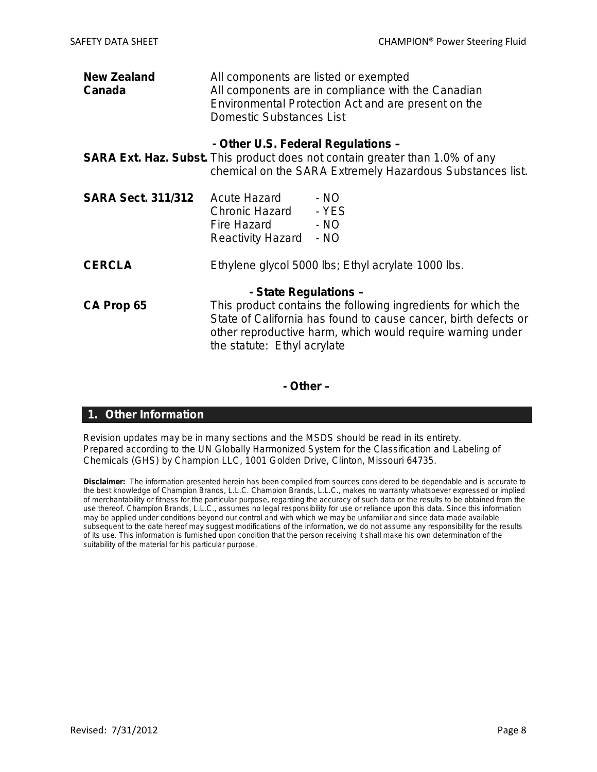| | |
|---|---|
| **New Zealand** | All components are listed or exempted |
| **Canada** | All components are in compliance with the Canadian Environmental Protection Act and are present on the Domestic Substances List |

**- Other U.S. Federal Regulations –**

**SARA Ext. Haz. Subst.** This product does not contain greater than 1.0% of any chemical on the SARA Extremely Hazardous Substances list.

| | | |
|---|---|---|
| **SARA Sect. 311/312** | Acute Hazard | - NO |
| | Chronic Hazard | - YES |
| | Fire Hazard | - NO |
| | Reactivity Hazard | - NO |

**CERCLA** Ethylene glycol 5000 lbs; Ethyl acrylate 1000 lbs.

**- State Regulations –**

**CA Prop 65** This product contains the following ingredients for which the State of California has found to cause cancer, birth defects or other reproductive harm, which would require warning under the statute: Ethyl acrylate

**- Other –**

## 1. Other Information

Revision updates may be in many sections and the MSDS should be read in its entirety.
Prepared according to the UN Globally Harmonized System for the Classification and Labeling of Chemicals (GHS) by Champion LLC, 1001 Golden Drive, Clinton, Missouri 64735.

**Disclaimer:** The information presented herein has been compiled from sources considered to be dependable and is accurate to the best knowledge of Champion Brands, L.L.C. Champion Brands, L.L.C., makes no warranty whatsoever expressed or implied of merchantability or fitness for the particular purpose, regarding the accuracy of such data or the results to be obtained from the use thereof. Champion Brands, L.L.C., assumes no legal responsibility for use or reliance upon this data. Since this information may be applied under conditions beyond our control and with which we may be unfamiliar and since data made available subsequent to the date hereof may suggest modifications of the information, we do not assume any responsibility for the results of its use. This information is furnished upon condition that the person receiving it shall make his own determination of the suitability of the material for his particular purpose.

Revised: 7/31/2012